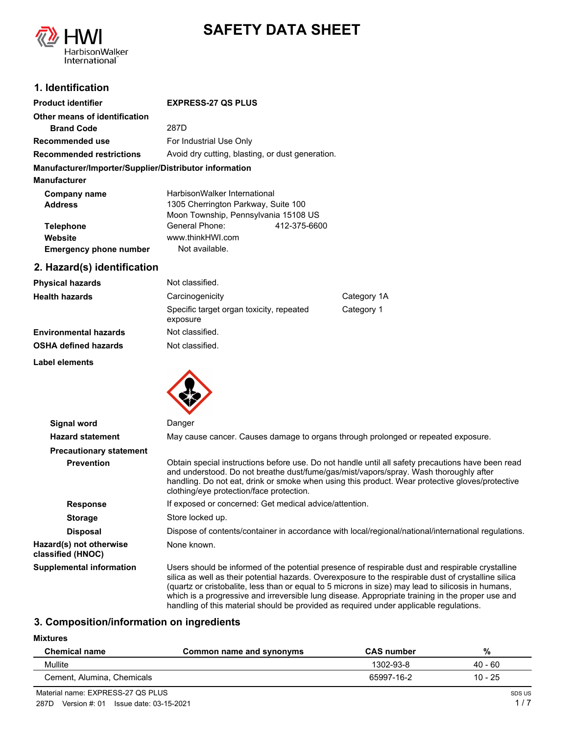# SAFETY DATA SHEET

## 1. Identification

| | |
|---|---|
| **Product identifier** | **EXPRESS-27 QS PLUS** |
| **Other means of identification** | |
| **Brand Code** | 287D |
| **Recommended use** | For Industrial Use Only |
| **Recommended restrictions** | Avoid dry cutting, blasting, or dust generation. |

**Manufacturer/Importer/Supplier/Distributor information**

**Manufacturer**

| | |
|---|---|
| **Company name** | HarbisonWalker International |
| **Address** | 1305 Cherrington Parkway, Suite 100<br>Moon Township, Pennsylvania 15108 US |
| **Telephone** | General Phone: 412-375-6600 |
| **Website** | www.thinkHWI.com |
| **Emergency phone number** | Not available. |

## 2. Hazard(s) identification

| | | |
|---|---|---|
| **Physical hazards** | Not classified. | |
| **Health hazards** | Carcinogenicity | Category 1A |
| | Specific target organ toxicity, repeated exposure | Category 1 |
| **Environmental hazards** | Not classified. | |
| **OSHA defined hazards** | Not classified. | |

**Label elements**

**Signal word** Danger

**Hazard statement** May cause cancer. Causes damage to organs through prolonged or repeated exposure.

**Precautionary statement**

**Prevention** Obtain special instructions before use. Do not handle until all safety precautions have been read and understood. Do not breathe dust/fume/gas/mist/vapors/spray. Wash thoroughly after handling. Do not eat, drink or smoke when using this product. Wear protective gloves/protective clothing/eye protection/face protection.

**Response** If exposed or concerned: Get medical advice/attention.

**Storage** Store locked up.

**Disposal** Dispose of contents/container in accordance with local/regional/national/international regulations.

**Hazard(s) not otherwise classified (HNOC)** None known.

**Supplemental information** Users should be informed of the potential presence of respirable dust and respirable crystalline silica as well as their potential hazards. Overexposure to the respirable dust of crystalline silica (quartz or cristobalite, less than or equal to 5 microns in size) may lead to silicosis in humans, which is a progressive and irreversible lung disease. Appropriate training in the proper use and handling of this material should be provided as required under applicable regulations.

## 3. Composition/information on ingredients

**Mixtures**

| Chemical name | Common name and synonyms | CAS number | % |
|---|---|---|---|
| Mullite | | 1302-93-8 | 40 - 60 |
| Cement, Alumina, Chemicals | | 65997-16-2 | 10 - 25 |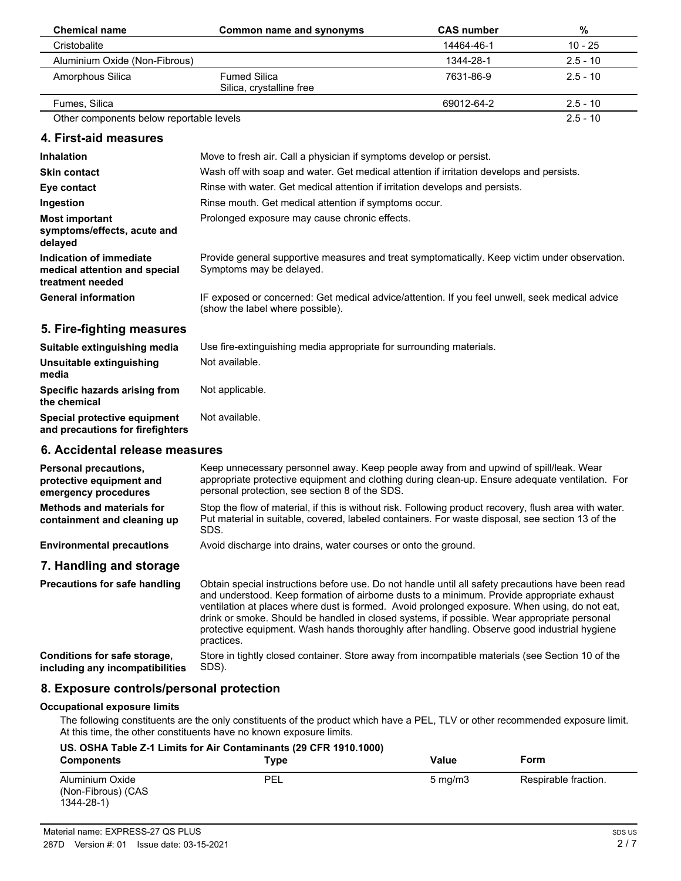| Chemical name | Common name and synonyms | CAS number | % |
|---|---|---|---|
| Cristobalite | | 14464-46-1 | 10 - 25 |
| Aluminium Oxide (Non-Fibrous) | | 1344-28-1 | 2.5 - 10 |
| Amorphous Silica | Fumed Silica<br>Silica, crystalline free | 7631-86-9 | 2.5 - 10 |
| Fumes, Silica | | 69012-64-2 | 2.5 - 10 |
| Other components below reportable levels | | | 2.5 - 10 |

## 4. First-aid measures

**Inhalation** Move to fresh air. Call a physician if symptoms develop or persist.

**Skin contact** Wash off with soap and water. Get medical attention if irritation develops and persists.

**Eye contact** Rinse with water. Get medical attention if irritation develops and persists.

**Ingestion** Rinse mouth. Get medical attention if symptoms occur.

**Most important symptoms/effects, acute and delayed** Prolonged exposure may cause chronic effects.

**Indication of immediate medical attention and special treatment needed** Provide general supportive measures and treat symptomatically. Keep victim under observation. Symptoms may be delayed.

**General information** IF exposed or concerned: Get medical advice/attention. If you feel unwell, seek medical advice (show the label where possible).

## 5. Fire-fighting measures

**Suitable extinguishing media** Use fire-extinguishing media appropriate for surrounding materials.

**Unsuitable extinguishing media** Not available.

**Specific hazards arising from the chemical** Not applicable.

**Special protective equipment and precautions for firefighters** Not available.

## 6. Accidental release measures

**Personal precautions, protective equipment and emergency procedures** Keep unnecessary personnel away. Keep people away from and upwind of spill/leak. Wear appropriate protective equipment and clothing during clean-up. Ensure adequate ventilation. For personal protection, see section 8 of the SDS.

**Methods and materials for containment and cleaning up** Stop the flow of material, if this is without risk. Following product recovery, flush area with water. Put material in suitable, covered, labeled containers. For waste disposal, see section 13 of the SDS.

**Environmental precautions** Avoid discharge into drains, water courses or onto the ground.

## 7. Handling and storage

**Precautions for safe handling** Obtain special instructions before use. Do not handle until all safety precautions have been read and understood. Keep formation of airborne dusts to a minimum. Provide appropriate exhaust ventilation at places where dust is formed. Avoid prolonged exposure. When using, do not eat, drink or smoke. Should be handled in closed systems, if possible. Wear appropriate personal protective equipment. Wash hands thoroughly after handling. Observe good industrial hygiene practices.

**Conditions for safe storage, including any incompatibilities** Store in tightly closed container. Store away from incompatible materials (see Section 10 of the SDS).

## 8. Exposure controls/personal protection

### Occupational exposure limits

The following constituents are the only constituents of the product which have a PEL, TLV or other recommended exposure limit. At this time, the other constituents have no known exposure limits.

**US. OSHA Table Z-1 Limits for Air Contaminants (29 CFR 1910.1000)**

| Components | Type | Value | Form |
|---|---|---|---|
| Aluminium Oxide (Non-Fibrous) (CAS 1344-28-1) | PEL | 5 mg/m3 | Respirable fraction. |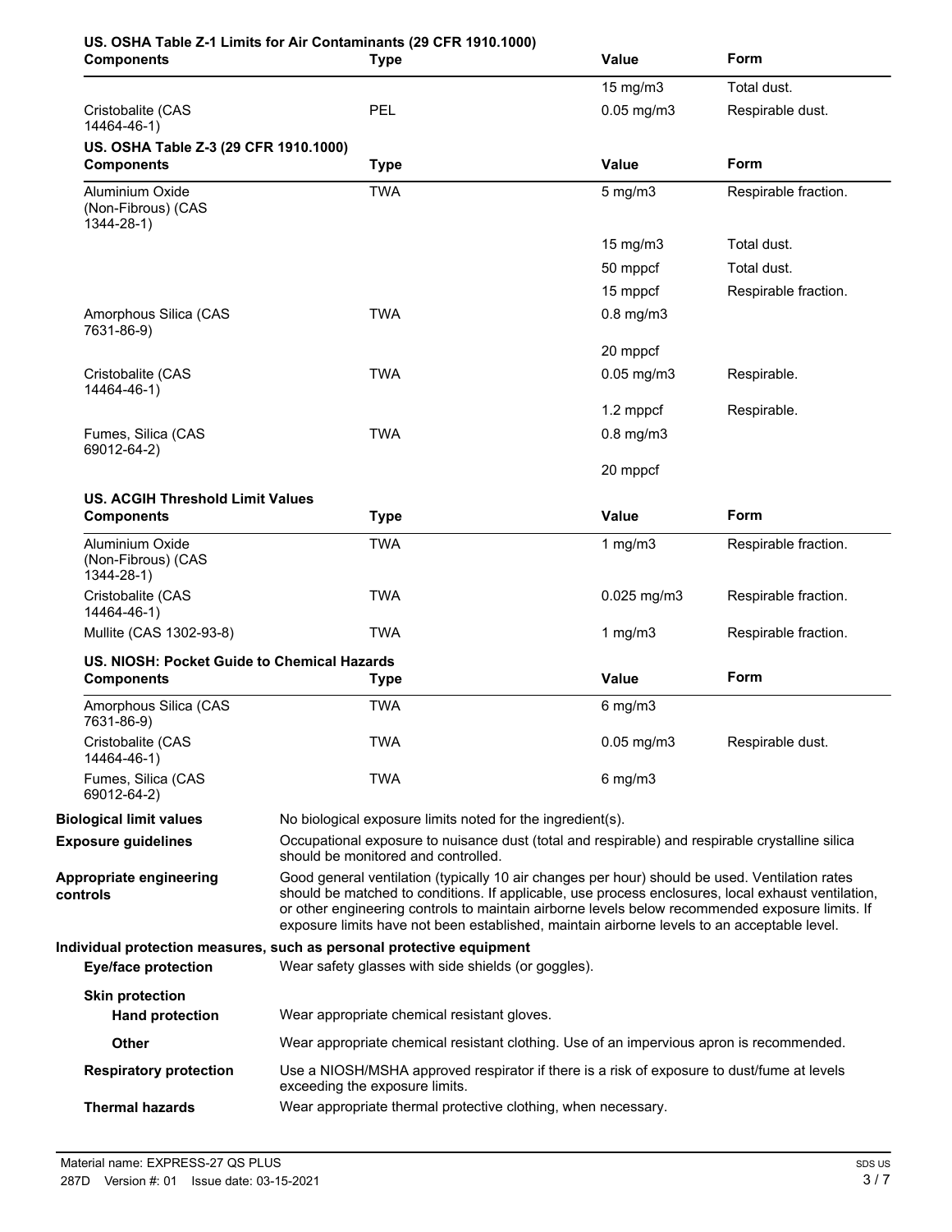**US. OSHA Table Z-1 Limits for Air Contaminants (29 CFR 1910.1000)**

| Components | Type | Value | Form |
|---|---|---|---|
| | | 15 mg/m3 | Total dust. |
| Cristobalite (CAS 14464-46-1) | PEL | 0.05 mg/m3 | Respirable dust. |

**US. OSHA Table Z-3 (29 CFR 1910.1000)**

| Components | Type | Value | Form |
|---|---|---|---|
| Aluminium Oxide (Non-Fibrous) (CAS 1344-28-1) | TWA | 5 mg/m3 | Respirable fraction. |
| | | 15 mg/m3 | Total dust. |
| | | 50 mppcf | Total dust. |
| | | 15 mppcf | Respirable fraction. |
| Amorphous Silica (CAS 7631-86-9) | TWA | 0.8 mg/m3 | |
| | | 20 mppcf | |
| Cristobalite (CAS 14464-46-1) | TWA | 0.05 mg/m3 | Respirable. |
| | | 1.2 mppcf | Respirable. |
| Fumes, Silica (CAS 69012-64-2) | TWA | 0.8 mg/m3 | |
| | | 20 mppcf | |

**US. ACGIH Threshold Limit Values**

| Components | Type | Value | Form |
|---|---|---|---|
| Aluminium Oxide (Non-Fibrous) (CAS 1344-28-1) | TWA | 1 mg/m3 | Respirable fraction. |
| Cristobalite (CAS 14464-46-1) | TWA | 0.025 mg/m3 | Respirable fraction. |
| Mullite (CAS 1302-93-8) | TWA | 1 mg/m3 | Respirable fraction. |

**US. NIOSH: Pocket Guide to Chemical Hazards**

| Components | Type | Value | Form |
|---|---|---|---|
| Amorphous Silica (CAS 7631-86-9) | TWA | 6 mg/m3 | |
| Cristobalite (CAS 14464-46-1) | TWA | 0.05 mg/m3 | Respirable dust. |
| Fumes, Silica (CAS 69012-64-2) | TWA | 6 mg/m3 | |

**Biological limit values** No biological exposure limits noted for the ingredient(s).

**Exposure guidelines** Occupational exposure to nuisance dust (total and respirable) and respirable crystalline silica should be monitored and controlled.

**Appropriate engineering controls** Good general ventilation (typically 10 air changes per hour) should be used. Ventilation rates should be matched to conditions. If applicable, use process enclosures, local exhaust ventilation, or other engineering controls to maintain airborne levels below recommended exposure limits. If exposure limits have not been established, maintain airborne levels to an acceptable level.

**Individual protection measures, such as personal protective equipment**

**Eye/face protection** Wear safety glasses with side shields (or goggles).

**Skin protection**

**Hand protection** Wear appropriate chemical resistant gloves.

**Other** Wear appropriate chemical resistant clothing. Use of an impervious apron is recommended.

**Respiratory protection** Use a NIOSH/MSHA approved respirator if there is a risk of exposure to dust/fume at levels exceeding the exposure limits.

**Thermal hazards** Wear appropriate thermal protective clothing, when necessary.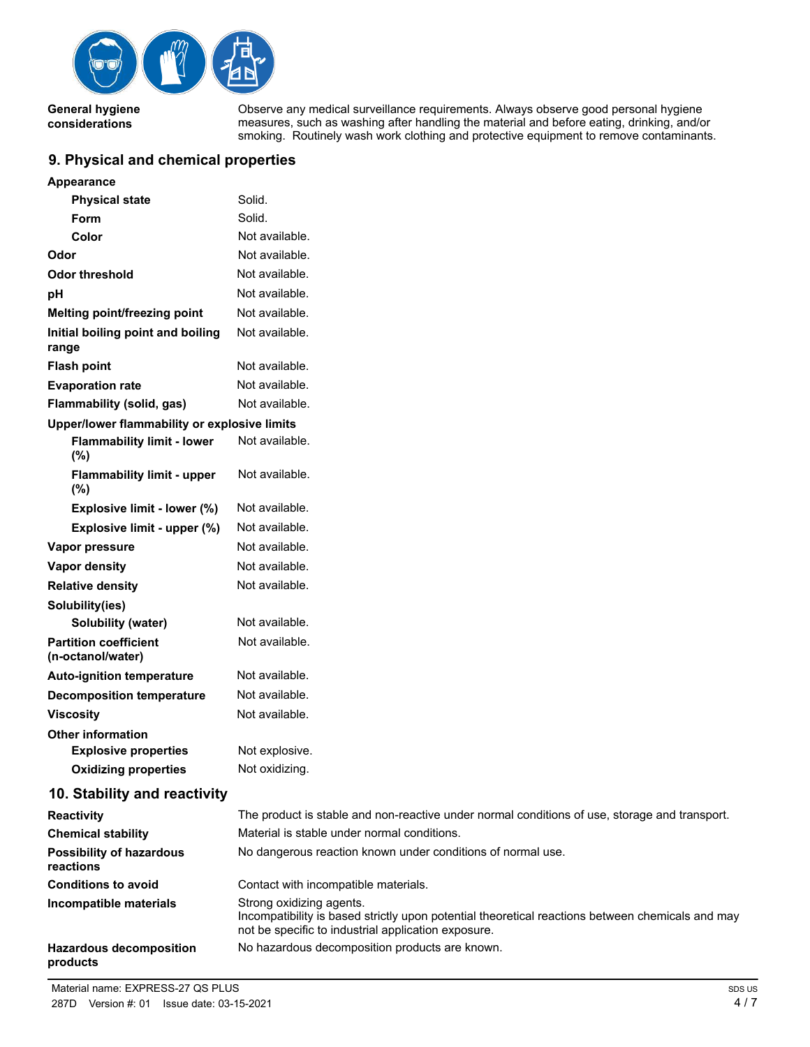| | |
|---|---|
| **General hygiene considerations** | Observe any medical surveillance requirements. Always observe good personal hygiene measures, such as washing after handling the material and before eating, drinking, and/or smoking. Routinely wash work clothing and protective equipment to remove contaminants. |

## 9. Physical and chemical properties

| | |
|---|---|
| **Appearance** | |
| **Physical state** | Solid. |
| **Form** | Solid. |
| **Color** | Not available. |
| **Odor** | Not available. |
| **Odor threshold** | Not available. |
| **pH** | Not available. |
| **Melting point/freezing point** | Not available. |
| **Initial boiling point and boiling range** | Not available. |
| **Flash point** | Not available. |
| **Evaporation rate** | Not available. |
| **Flammability (solid, gas)** | Not available. |
| **Upper/lower flammability or explosive limits** | |
| **Flammability limit - lower (%)** | Not available. |
| **Flammability limit - upper (%)** | Not available. |
| **Explosive limit - lower (%)** | Not available. |
| **Explosive limit - upper (%)** | Not available. |
| **Vapor pressure** | Not available. |
| **Vapor density** | Not available. |
| **Relative density** | Not available. |
| **Solubility(ies)** | |
| **Solubility (water)** | Not available. |
| **Partition coefficient (n-octanol/water)** | Not available. |
| **Auto-ignition temperature** | Not available. |
| **Decomposition temperature** | Not available. |
| **Viscosity** | Not available. |
| **Other information** | |
| **Explosive properties** | Not explosive. |
| **Oxidizing properties** | Not oxidizing. |

## 10. Stability and reactivity

| | |
|---|---|
| **Reactivity** | The product is stable and non-reactive under normal conditions of use, storage and transport. |
| **Chemical stability** | Material is stable under normal conditions. |
| **Possibility of hazardous reactions** | No dangerous reaction known under conditions of normal use. |
| **Conditions to avoid** | Contact with incompatible materials. |
| **Incompatible materials** | Strong oxidizing agents. Incompatibility is based strictly upon potential theoretical reactions between chemicals and may not be specific to industrial application exposure. |
| **Hazardous decomposition products** | No hazardous decomposition products are known. |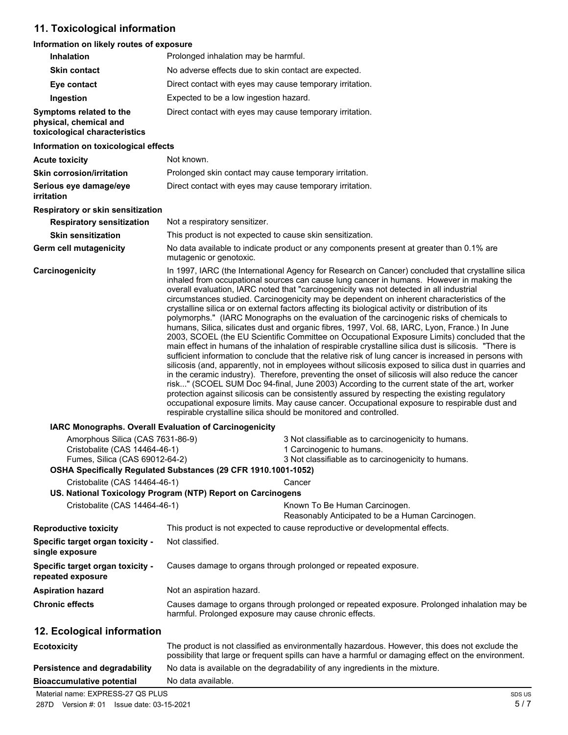## 11. Toxicological information

**Information on likely routes of exposure**

| | |
|---|---|
| **Inhalation** | Prolonged inhalation may be harmful. |
| **Skin contact** | No adverse effects due to skin contact are expected. |
| **Eye contact** | Direct contact with eyes may cause temporary irritation. |
| **Ingestion** | Expected to be a low ingestion hazard. |
| **Symptoms related to the physical, chemical and toxicological characteristics** | Direct contact with eyes may cause temporary irritation. |

**Information on toxicological effects**

| | |
|---|---|
| **Acute toxicity** | Not known. |
| **Skin corrosion/irritation** | Prolonged skin contact may cause temporary irritation. |
| **Serious eye damage/eye irritation** | Direct contact with eyes may cause temporary irritation. |

**Respiratory or skin sensitization**

| | |
|---|---|
| **Respiratory sensitization** | Not a respiratory sensitizer. |
| **Skin sensitization** | This product is not expected to cause skin sensitization. |
| **Germ cell mutagenicity** | No data available to indicate product or any components present at greater than 0.1% are mutagenic or genotoxic. |
| **Carcinogenicity** | In 1997, IARC (the International Agency for Research on Cancer) concluded that crystalline silica inhaled from occupational sources can cause lung cancer in humans. However in making the overall evaluation, IARC noted that "carcinogenicity was not detected in all industrial circumstances studied. Carcinogenicity may be dependent on inherent characteristics of the crystalline silica or on external factors affecting its biological activity or distribution of its polymorphs." (IARC Monographs on the evaluation of the carcinogenic risks of chemicals to humans, Silica, silicates dust and organic fibres, 1997, Vol. 68, IARC, Lyon, France.) In June 2003, SCOEL (the EU Scientific Committee on Occupational Exposure Limits) concluded that the main effect in humans of the inhalation of respirable crystalline silica dust is silicosis. "There is sufficient information to conclude that the relative risk of lung cancer is increased in persons with silicosis (and, apparently, not in employees without silicosis exposed to silica dust in quarries and in the ceramic industry). Therefore, preventing the onset of silicosis will also reduce the cancer risk..." (SCOEL SUM Doc 94-final, June 2003) According to the current state of the art, worker protection against silicosis can be consistently assured by respecting the existing regulatory occupational exposure limits. May cause cancer. Occupational exposure to respirable dust and respirable crystalline silica should be monitored and controlled. |

**IARC Monographs. Overall Evaluation of Carcinogenicity**

| | |
|---|---|
| Amorphous Silica (CAS 7631-86-9) | 3 Not classifiable as to carcinogenicity to humans. |
| Cristobalite (CAS 14464-46-1) | 1 Carcinogenic to humans. |
| Fumes, Silica (CAS 69012-64-2) | 3 Not classifiable as to carcinogenicity to humans. |

**OSHA Specifically Regulated Substances (29 CFR 1910.1001-1052)**

| | |
|---|---|
| Cristobalite (CAS 14464-46-1) | Cancer |

**US. National Toxicology Program (NTP) Report on Carcinogens**

| | |
|---|---|
| Cristobalite (CAS 14464-46-1) | Known To Be Human Carcinogen.<br>Reasonably Anticipated to be a Human Carcinogen. |

| | |
|---|---|
| **Reproductive toxicity** | This product is not expected to cause reproductive or developmental effects. |
| **Specific target organ toxicity - single exposure** | Not classified. |
| **Specific target organ toxicity - repeated exposure** | Causes damage to organs through prolonged or repeated exposure. |
| **Aspiration hazard** | Not an aspiration hazard. |
| **Chronic effects** | Causes damage to organs through prolonged or repeated exposure. Prolonged inhalation may be harmful. Prolonged exposure may cause chronic effects. |

## 12. Ecological information

| | |
|---|---|
| **Ecotoxicity** | The product is not classified as environmentally hazardous. However, this does not exclude the possibility that large or frequent spills can have a harmful or damaging effect on the environment. |
| **Persistence and degradability** | No data is available on the degradability of any ingredients in the mixture. |
| **Bioaccumulative potential** | No data available. |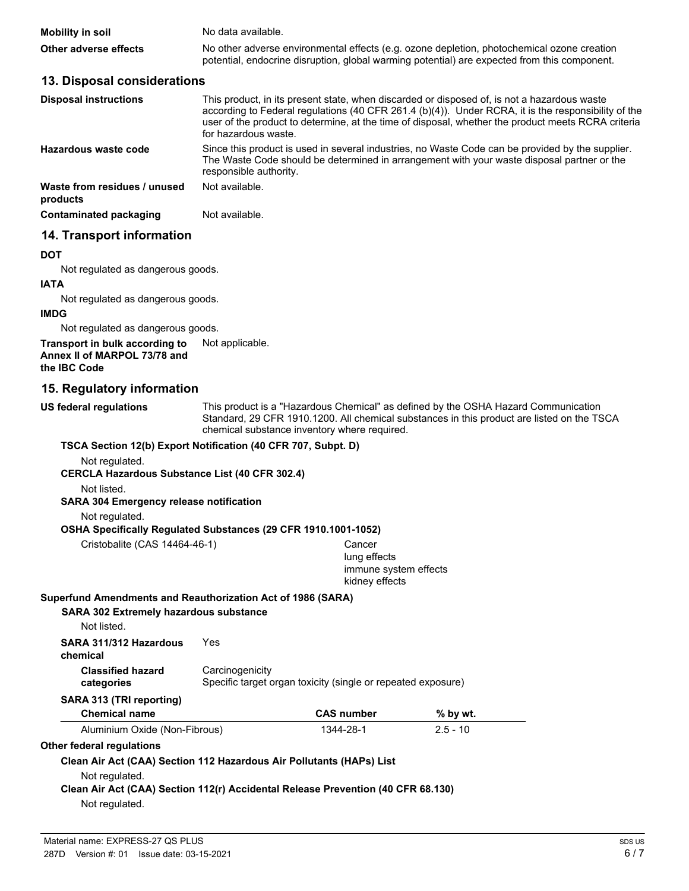**Mobility in soil** No data available.

**Other adverse effects** No other adverse environmental effects (e.g. ozone depletion, photochemical ozone creation potential, endocrine disruption, global warming potential) are expected from this component.

## 13. Disposal considerations

**Disposal instructions** This product, in its present state, when discarded or disposed of, is not a hazardous waste according to Federal regulations (40 CFR 261.4 (b)(4)). Under RCRA, it is the responsibility of the user of the product to determine, at the time of disposal, whether the product meets RCRA criteria for hazardous waste.

**Hazardous waste code** Since this product is used in several industries, no Waste Code can be provided by the supplier. The Waste Code should be determined in arrangement with your waste disposal partner or the responsible authority.

**Waste from residues / unused products** Not available.

**Contaminated packaging** Not available.

## 14. Transport information

**DOT**

Not regulated as dangerous goods.

**IATA**

Not regulated as dangerous goods.

**IMDG**

Not regulated as dangerous goods.

**Transport in bulk according to Annex II of MARPOL 73/78 and the IBC Code** Not applicable.

## 15. Regulatory information

**US federal regulations** This product is a "Hazardous Chemical" as defined by the OSHA Hazard Communication Standard, 29 CFR 1910.1200. All chemical substances in this product are listed on the TSCA chemical substance inventory where required.

**TSCA Section 12(b) Export Notification (40 CFR 707, Subpt. D)**

Not regulated.

**CERCLA Hazardous Substance List (40 CFR 302.4)**

Not listed.

**SARA 304 Emergency release notification**

Not regulated.

**OSHA Specifically Regulated Substances (29 CFR 1910.1001-1052)**

Cristobalite (CAS 14464-46-1) Cancer
lung effects
immune system effects
kidney effects

**Superfund Amendments and Reauthorization Act of 1986 (SARA)**

**SARA 302 Extremely hazardous substance**

Not listed.

**SARA 311/312 Hazardous chemical** Yes

**Classified hazard categories** Carcinogenicity
Specific target organ toxicity (single or repeated exposure)

**SARA 313 (TRI reporting)**

| Chemical name | CAS number | % by wt. |
|---|---|---|
| Aluminium Oxide (Non-Fibrous) | 1344-28-1 | 2.5 - 10 |

**Other federal regulations**

**Clean Air Act (CAA) Section 112 Hazardous Air Pollutants (HAPs) List**

Not regulated.

**Clean Air Act (CAA) Section 112(r) Accidental Release Prevention (40 CFR 68.130)**

Not regulated.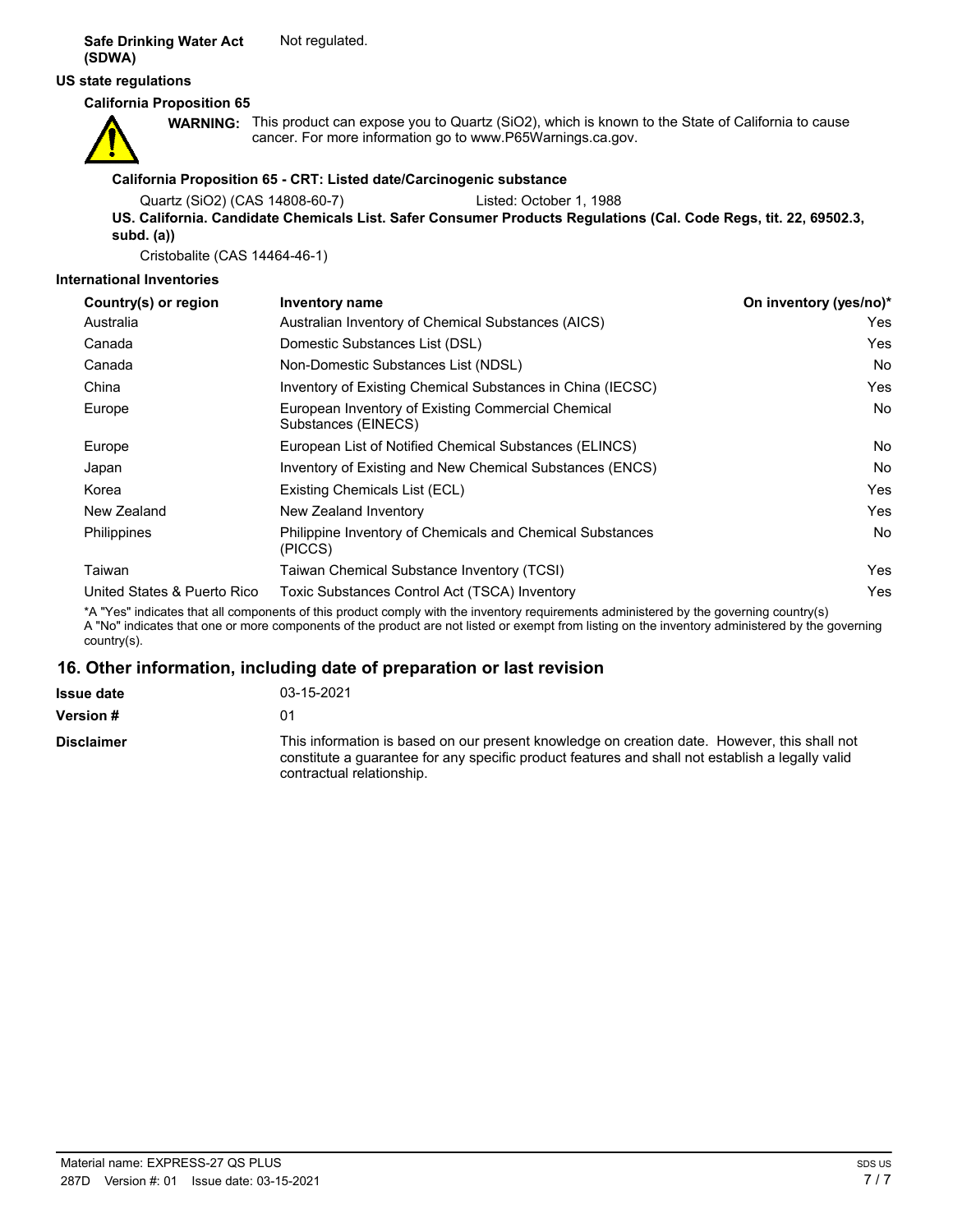**Safe Drinking Water Act (SDWA)** Not regulated.

**US state regulations**

**California Proposition 65**

**WARNING:** This product can expose you to Quartz ($SiO_2$), which is known to the State of California to cause cancer. For more information go to www.P65Warnings.ca.gov.

**California Proposition 65 - CRT: Listed date/Carcinogenic substance**

Quartz ($SiO_2$) (CAS 14808-60-7) Listed: October 1, 1988

**US. California. Candidate Chemicals List. Safer Consumer Products Regulations (Cal. Code Regs, tit. 22, 69502.3, subd. (a))**

Cristobalite (CAS 14464-46-1)

**International Inventories**

| Country(s) or region | Inventory name | On inventory (yes/no)* |
|---|---|---|
| Australia | Australian Inventory of Chemical Substances (AICS) | Yes |
| Canada | Domestic Substances List (DSL) | Yes |
| Canada | Non-Domestic Substances List (NDSL) | No |
| China | Inventory of Existing Chemical Substances in China (IECSC) | Yes |
| Europe | European Inventory of Existing Commercial Chemical Substances (EINECS) | No |
| Europe | European List of Notified Chemical Substances (ELINCS) | No |
| Japan | Inventory of Existing and New Chemical Substances (ENCS) | No |
| Korea | Existing Chemicals List (ECL) | Yes |
| New Zealand | New Zealand Inventory | Yes |
| Philippines | Philippine Inventory of Chemicals and Chemical Substances (PICCS) | No |
| Taiwan | Taiwan Chemical Substance Inventory (TCSI) | Yes |
| United States & Puerto Rico | Toxic Substances Control Act (TSCA) Inventory | Yes |

*A "Yes" indicates that all components of this product comply with the inventory requirements administered by the governing country(s)
A "No" indicates that one or more components of the product are not listed or exempt from listing on the inventory administered by the governing country(s).

## 16. Other information, including date of preparation or last revision

**Issue date** 03-15-2021

**Version #** 01

**Disclaimer** This information is based on our present knowledge on creation date. However, this shall not constitute a guarantee for any specific product features and shall not establish a legally valid contractual relationship.